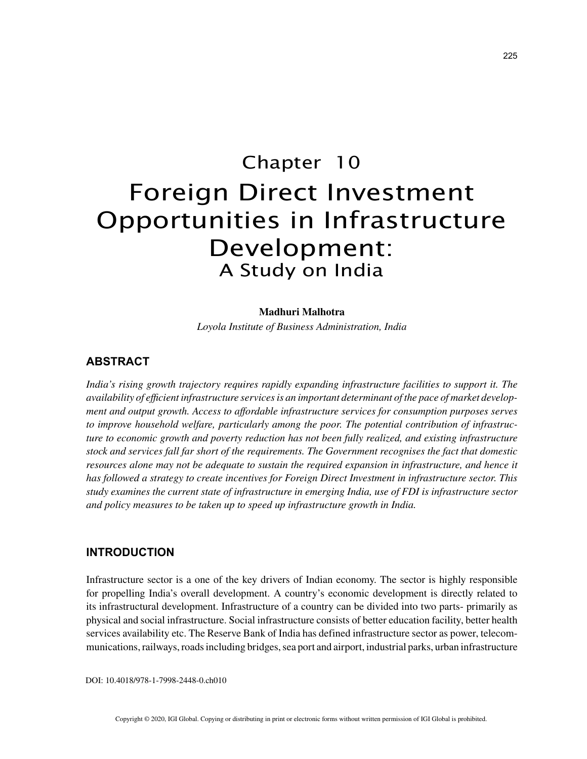# Chapter 10
# Foreign Direct Investment Opportunities in Infrastructure Development:
## A Study on India

**Madhuri Malhotra**
*Loyola Institute of Business Administration, India*

## ABSTRACT

*India's rising growth trajectory requires rapidly expanding infrastructure facilities to support it. The availability of efficient infrastructure services is an important determinant of the pace of market development and output growth. Access to affordable infrastructure services for consumption purposes serves to improve household welfare, particularly among the poor. The potential contribution of infrastructure to economic growth and poverty reduction has not been fully realized, and existing infrastructure stock and services fall far short of the requirements. The Government recognises the fact that domestic resources alone may not be adequate to sustain the required expansion in infrastructure, and hence it has followed a strategy to create incentives for Foreign Direct Investment in infrastructure sector. This study examines the current state of infrastructure in emerging India, use of FDI is infrastructure sector and policy measures to be taken up to speed up infrastructure growth in India.*

## INTRODUCTION

Infrastructure sector is a one of the key drivers of Indian economy. The sector is highly responsible for propelling India's overall development. A country's economic development is directly related to its infrastructural development. Infrastructure of a country can be divided into two parts- primarily as physical and social infrastructure. Social infrastructure consists of better education facility, better health services availability etc. The Reserve Bank of India has defined infrastructure sector as power, telecommunications, railways, roads including bridges, sea port and airport, industrial parks, urban infrastructure

DOI: 10.4018/978-1-7998-2448-0.ch010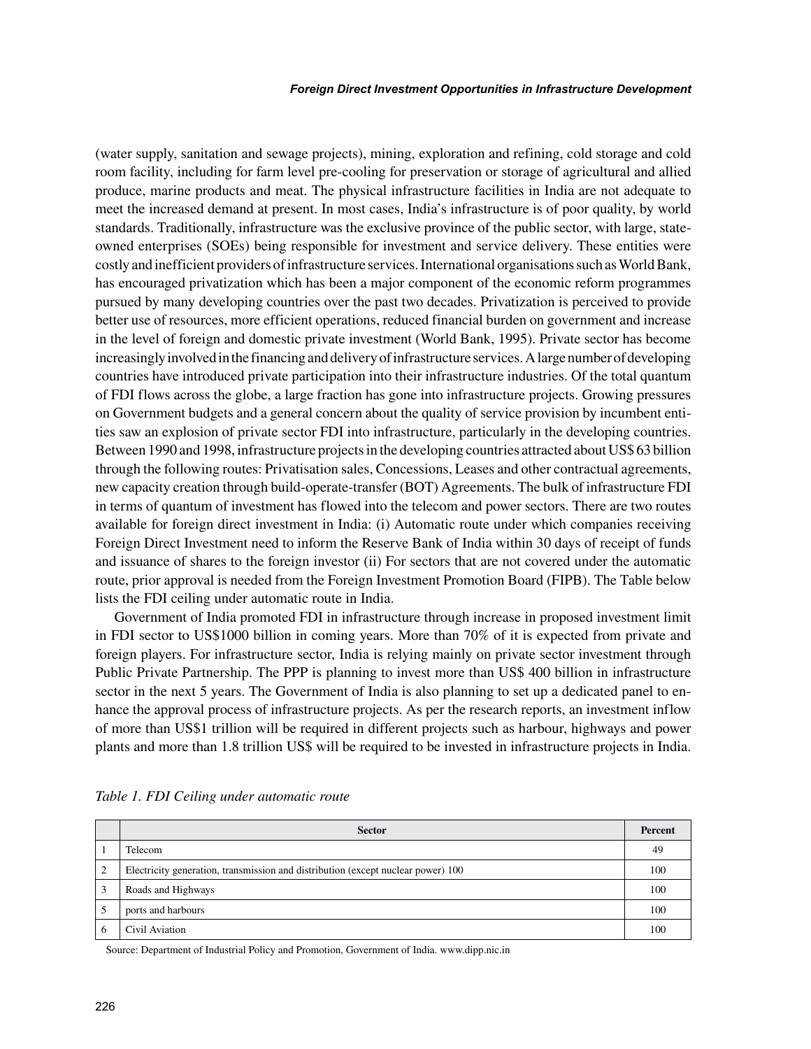(water supply, sanitation and sewage projects), mining, exploration and refining, cold storage and cold room facility, including for farm level pre-cooling for preservation or storage of agricultural and allied produce, marine products and meat. The physical infrastructure facilities in India are not adequate to meet the increased demand at present. In most cases, India's infrastructure is of poor quality, by world standards. Traditionally, infrastructure was the exclusive province of the public sector, with large, state-owned enterprises (SOEs) being responsible for investment and service delivery. These entities were costly and inefficient providers of infrastructure services. International organisations such as World Bank, has encouraged privatization which has been a major component of the economic reform programmes pursued by many developing countries over the past two decades. Privatization is perceived to provide better use of resources, more efficient operations, reduced financial burden on government and increase in the level of foreign and domestic private investment (World Bank, 1995). Private sector has become increasingly involved in the financing and delivery of infrastructure services. A large number of developing countries have introduced private participation into their infrastructure industries. Of the total quantum of FDI flows across the globe, a large fraction has gone into infrastructure projects. Growing pressures on Government budgets and a general concern about the quality of service provision by incumbent entities saw an explosion of private sector FDI into infrastructure, particularly in the developing countries. Between 1990 and 1998, infrastructure projects in the developing countries attracted about US$ 63 billion through the following routes: Privatisation sales, Concessions, Leases and other contractual agreements, new capacity creation through build-operate-transfer (BOT) Agreements. The bulk of infrastructure FDI in terms of quantum of investment has flowed into the telecom and power sectors. There are two routes available for foreign direct investment in India: (i) Automatic route under which companies receiving Foreign Direct Investment need to inform the Reserve Bank of India within 30 days of receipt of funds and issuance of shares to the foreign investor (ii) For sectors that are not covered under the automatic route, prior approval is needed from the Foreign Investment Promotion Board (FIPB). The Table below lists the FDI ceiling under automatic route in India.

Government of India promoted FDI in infrastructure through increase in proposed investment limit in FDI sector to US$1000 billion in coming years. More than 70% of it is expected from private and foreign players. For infrastructure sector, India is relying mainly on private sector investment through Public Private Partnership. The PPP is planning to invest more than US$ 400 billion in infrastructure sector in the next 5 years. The Government of India is also planning to set up a dedicated panel to enhance the approval process of infrastructure projects. As per the research reports, an investment inflow of more than US$1 trillion will be required in different projects such as harbour, highways and power plants and more than 1.8 trillion US$ will be required to be invested in infrastructure projects in India.

*Table 1. FDI Ceiling under automatic route*

| | Sector | Percent |
|---|---|---|
| 1 | Telecom | 49 |
| 2 | Electricity generation, transmission and distribution (except nuclear power) 100 | 100 |
| 3 | Roads and Highways | 100 |
| 5 | ports and harbours | 100 |
| 6 | Civil Aviation | 100 |

Source: Department of Industrial Policy and Promotion, Government of India. www.dipp.nic.in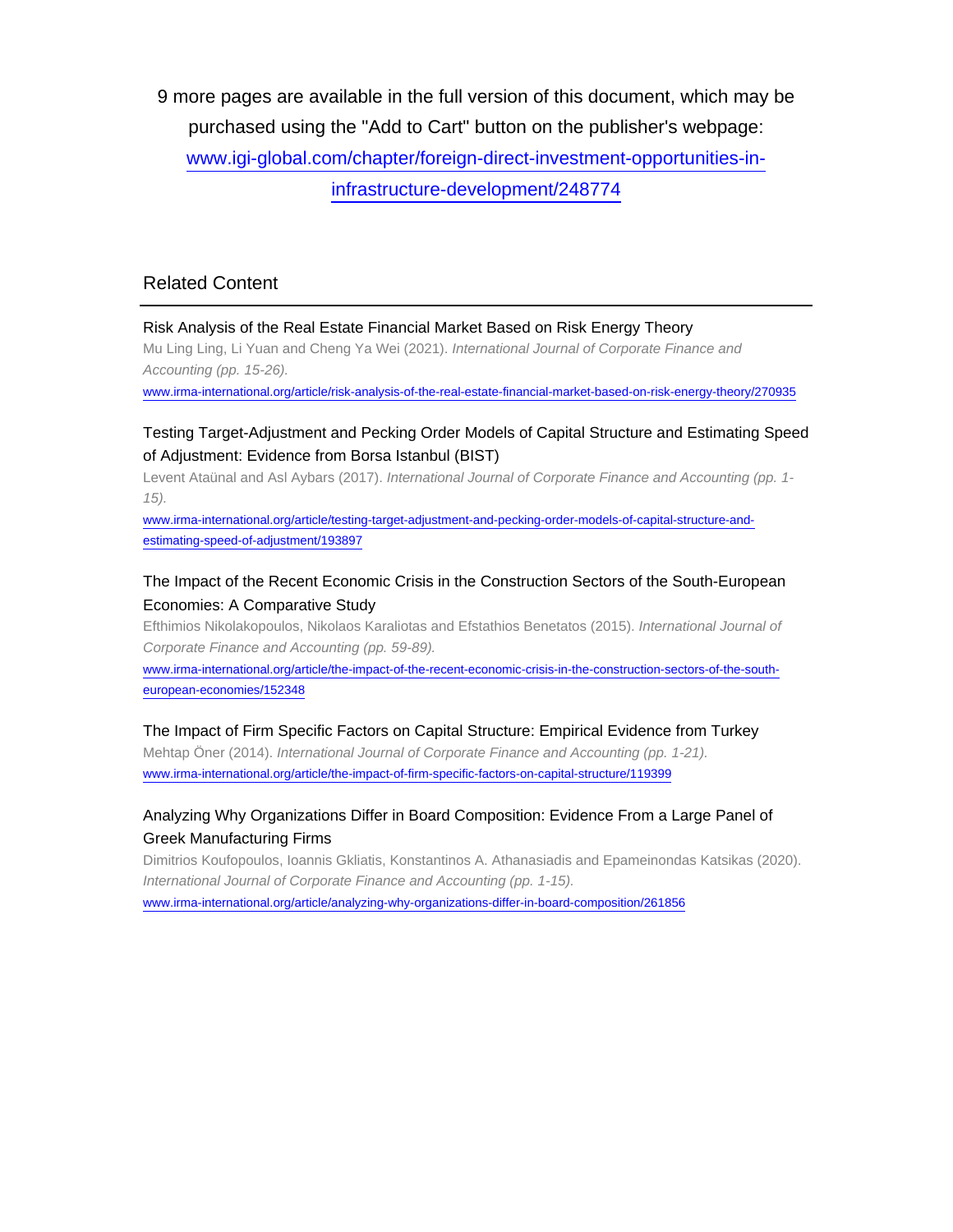9 more pages are available in the full version of this document, which may be purchased using the "Add to Cart" button on the publisher's webpage:
www.igi-global.com/chapter/foreign-direct-investment-opportunities-in-infrastructure-development/248774

## Related Content

**Risk Analysis of the Real Estate Financial Market Based on Risk Energy Theory**
Mu Ling Ling, Li Yuan and Cheng Ya Wei (2021). *International Journal of Corporate Finance and Accounting (pp. 15-26).*
www.irma-international.org/article/risk-analysis-of-the-real-estate-financial-market-based-on-risk-energy-theory/270935

**Testing Target-Adjustment and Pecking Order Models of Capital Structure and Estimating Speed of Adjustment: Evidence from Borsa Istanbul (BIST)**
Levent Ataünal and Asl Aybars (2017). *International Journal of Corporate Finance and Accounting (pp. 1-15).*
www.irma-international.org/article/testing-target-adjustment-and-pecking-order-models-of-capital-structure-and-estimating-speed-of-adjustment/193897

**The Impact of the Recent Economic Crisis in the Construction Sectors of the South-European Economies: A Comparative Study**
Efthimios Nikolakopoulos, Nikolaos Karaliotas and Efstathios Benetatos (2015). *International Journal of Corporate Finance and Accounting (pp. 59-89).*
www.irma-international.org/article/the-impact-of-the-recent-economic-crisis-in-the-construction-sectors-of-the-south-european-economies/152348

**The Impact of Firm Specific Factors on Capital Structure: Empirical Evidence from Turkey**
Mehtap Öner (2014). *International Journal of Corporate Finance and Accounting (pp. 1-21).*
www.irma-international.org/article/the-impact-of-firm-specific-factors-on-capital-structure/119399

**Analyzing Why Organizations Differ in Board Composition: Evidence From a Large Panel of Greek Manufacturing Firms**
Dimitrios Koufopoulos, Ioannis Gkliatis, Konstantinos A. Athanasiadis and Epameinondas Katsikas (2020). *International Journal of Corporate Finance and Accounting (pp. 1-15).*
www.irma-international.org/article/analyzing-why-organizations-differ-in-board-composition/261856